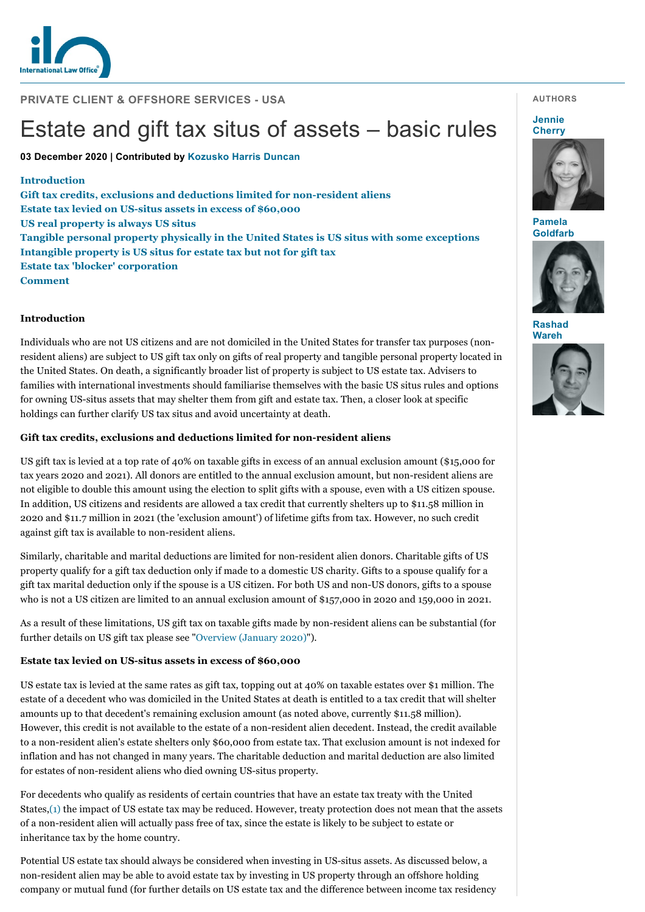PRIVATE CLIENT & OFFSHORE SERVICES - USA

# Estate and gift tax situs of assets – basic rules

**03 December 2020 | Contributed by Kozusko Harris Duncan**

AUTHORS

Jennie Cherry

Pamela Goldfarb

Rashad Wareh

- Introduction
- Gift tax credits, exclusions and deductions limited for non-resident aliens
- Estate tax levied on US-situs assets in excess of $60,000
- US real property is always US situs
- Tangible personal property physically in the United States is US situs with some exceptions
- Intangible property is US situs for estate tax but not for gift tax
- Estate tax 'blocker' corporation
- Comment

## Introduction

Individuals who are not US citizens and are not domiciled in the United States for transfer tax purposes (non-resident aliens) are subject to US gift tax only on gifts of real property and tangible personal property located in the United States. On death, a significantly broader list of property is subject to US estate tax. Advisers to families with international investments should familiarise themselves with the basic US situs rules and options for owning US-situs assets that may shelter them from gift and estate tax. Then, a closer look at specific holdings can further clarify US tax situs and avoid uncertainty at death.

## Gift tax credits, exclusions and deductions limited for non-resident aliens

US gift tax is levied at a top rate of 40% on taxable gifts in excess of an annual exclusion amount ($15,000 for tax years 2020 and 2021). All donors are entitled to the annual exclusion amount, but non-resident aliens are not eligible to double this amount using the election to split gifts with a spouse, even with a US citizen spouse. In addition, US citizens and residents are allowed a tax credit that currently shelters up to $11.58 million in 2020 and $11.7 million in 2021 (the 'exclusion amount') of lifetime gifts from tax. However, no such credit against gift tax is available to non-resident aliens.

Similarly, charitable and marital deductions are limited for non-resident alien donors. Charitable gifts of US property qualify for a gift tax deduction only if made to a domestic US charity. Gifts to a spouse qualify for a gift tax marital deduction only if the spouse is a US citizen. For both US and non-US donors, gifts to a spouse who is not a US citizen are limited to an annual exclusion amount of $157,000 in 2020 and 159,000 in 2021.

As a result of these limitations, US gift tax on taxable gifts made by non-resident aliens can be substantial (for further details on US gift tax please see "Overview (January 2020)").

## Estate tax levied on US-situs assets in excess of $60,000

US estate tax is levied at the same rates as gift tax, topping out at 40% on taxable estates over $1 million. The estate of a decedent who was domiciled in the United States at death is entitled to a tax credit that will shelter amounts up to that decedent's remaining exclusion amount (as noted above, currently $11.58 million). However, this credit is not available to the estate of a non-resident alien decedent. Instead, the credit available to a non-resident alien's estate shelters only $60,000 from estate tax. That exclusion amount is not indexed for inflation and has not changed in many years. The charitable deduction and marital deduction are also limited for estates of non-resident aliens who died owning US-situs property.

For decedents who qualify as residents of certain countries that have an estate tax treaty with the United States,(1) the impact of US estate tax may be reduced. However, treaty protection does not mean that the assets of a non-resident alien will actually pass free of tax, since the estate is likely to be subject to estate or inheritance tax by the home country.

Potential US estate tax should always be considered when investing in US-situs assets. As discussed below, a non-resident alien may be able to avoid estate tax by investing in US property through an offshore holding company or mutual fund (for further details on US estate tax and the difference between income tax residency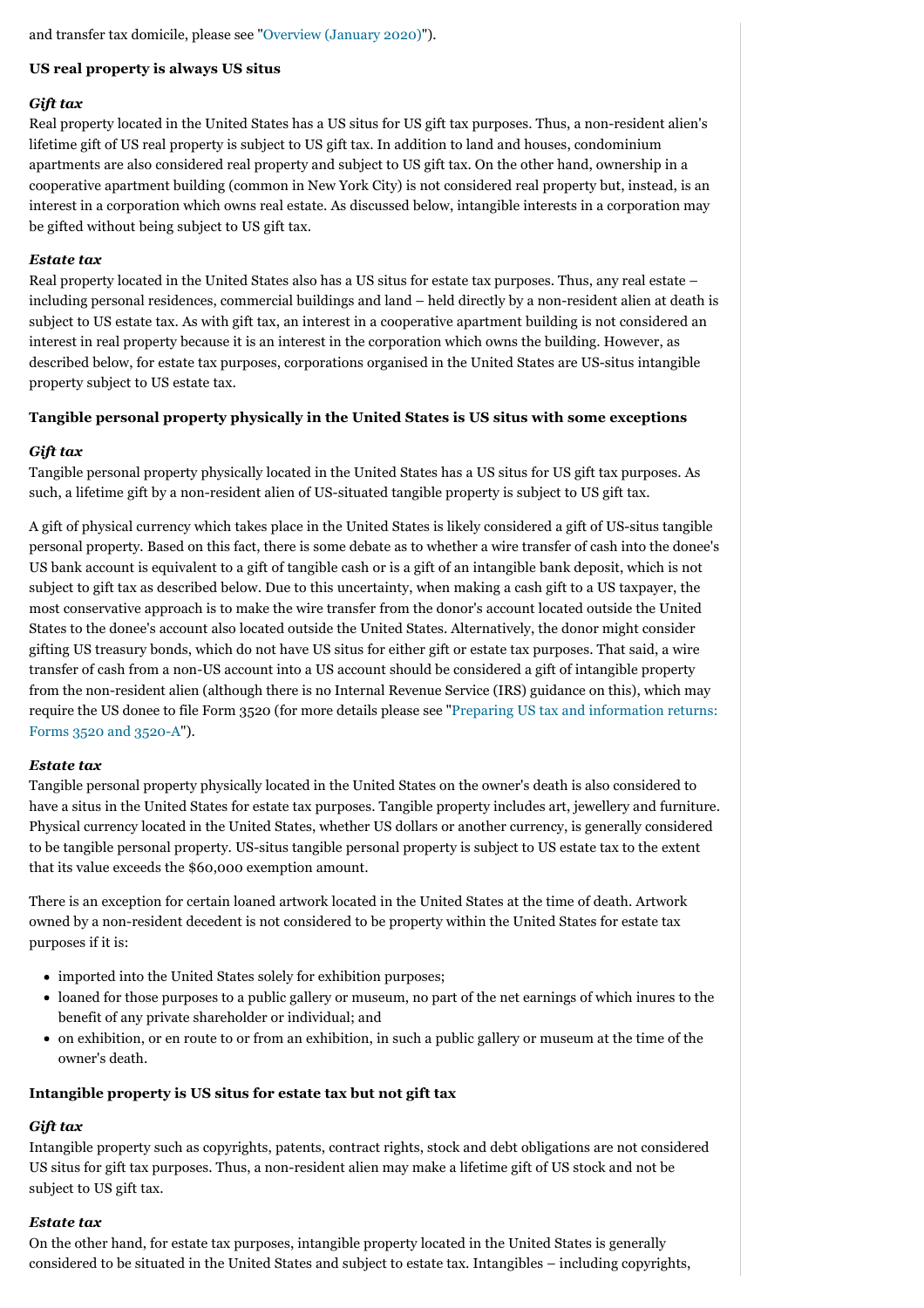and transfer tax domicile, please see "Overview (January 2020)").

### US real property is always US situs

#### *Gift tax*

Real property located in the United States has a US situs for US gift tax purposes. Thus, a non-resident alien's lifetime gift of US real property is subject to US gift tax. In addition to land and houses, condominium apartments are also considered real property and subject to US gift tax. On the other hand, ownership in a cooperative apartment building (common in New York City) is not considered real property but, instead, is an interest in a corporation which owns real estate. As discussed below, intangible interests in a corporation may be gifted without being subject to US gift tax.

#### *Estate tax*

Real property located in the United States also has a US situs for estate tax purposes. Thus, any real estate – including personal residences, commercial buildings and land – held directly by a non-resident alien at death is subject to US estate tax. As with gift tax, an interest in a cooperative apartment building is not considered an interest in real property because it is an interest in the corporation which owns the building. However, as described below, for estate tax purposes, corporations organised in the United States are US-situs intangible property subject to US estate tax.

### Tangible personal property physically in the United States is US situs with some exceptions

#### *Gift tax*

Tangible personal property physically located in the United States has a US situs for US gift tax purposes. As such, a lifetime gift by a non-resident alien of US-situated tangible property is subject to US gift tax.

A gift of physical currency which takes place in the United States is likely considered a gift of US-situs tangible personal property. Based on this fact, there is some debate as to whether a wire transfer of cash into the donee's US bank account is equivalent to a gift of tangible cash or is a gift of an intangible bank deposit, which is not subject to gift tax as described below. Due to this uncertainty, when making a cash gift to a US taxpayer, the most conservative approach is to make the wire transfer from the donor's account located outside the United States to the donee's account also located outside the United States. Alternatively, the donor might consider gifting US treasury bonds, which do not have US situs for either gift or estate tax purposes. That said, a wire transfer of cash from a non-US account into a US account should be considered a gift of intangible property from the non-resident alien (although there is no Internal Revenue Service (IRS) guidance on this), which may require the US donee to file Form 3520 (for more details please see "Preparing US tax and information returns: Forms 3520 and 3520-A").

#### *Estate tax*

Tangible personal property physically located in the United States on the owner's death is also considered to have a situs in the United States for estate tax purposes. Tangible property includes art, jewellery and furniture. Physical currency located in the United States, whether US dollars or another currency, is generally considered to be tangible personal property. US-situs tangible personal property is subject to US estate tax to the extent that its value exceeds the $60,000 exemption amount.

There is an exception for certain loaned artwork located in the United States at the time of death. Artwork owned by a non-resident decedent is not considered to be property within the United States for estate tax purposes if it is:

- imported into the United States solely for exhibition purposes;
- loaned for those purposes to a public gallery or museum, no part of the net earnings of which inures to the benefit of any private shareholder or individual; and
- on exhibition, or en route to or from an exhibition, in such a public gallery or museum at the time of the owner's death.

### Intangible property is US situs for estate tax but not gift tax

#### *Gift tax*

Intangible property such as copyrights, patents, contract rights, stock and debt obligations are not considered US situs for gift tax purposes. Thus, a non-resident alien may make a lifetime gift of US stock and not be subject to US gift tax.

#### *Estate tax*

On the other hand, for estate tax purposes, intangible property located in the United States is generally considered to be situated in the United States and subject to estate tax. Intangibles – including copyrights,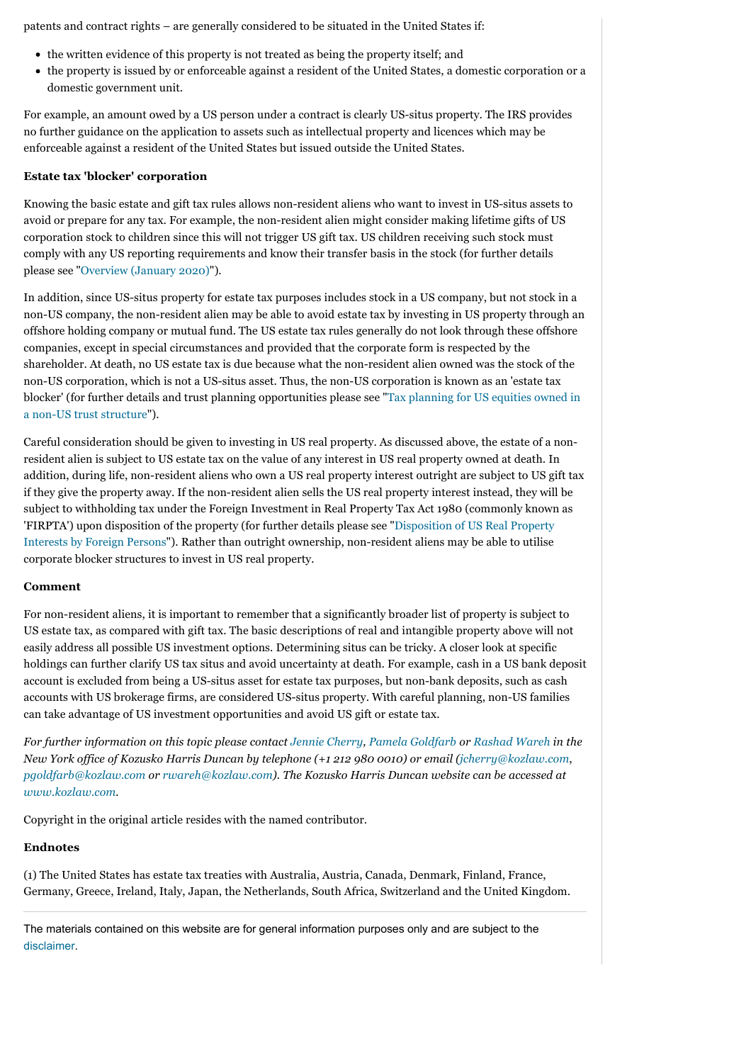patents and contract rights – are generally considered to be situated in the United States if:

- the written evidence of this property is not treated as being the property itself; and
- the property is issued by or enforceable against a resident of the United States, a domestic corporation or a domestic government unit.

For example, an amount owed by a US person under a contract is clearly US-situs property. The IRS provides no further guidance on the application to assets such as intellectual property and licences which may be enforceable against a resident of the United States but issued outside the United States.

**Estate tax 'blocker' corporation**

Knowing the basic estate and gift tax rules allows non-resident aliens who want to invest in US-situs assets to avoid or prepare for any tax. For example, the non-resident alien might consider making lifetime gifts of US corporation stock to children since this will not trigger US gift tax. US children receiving such stock must comply with any US reporting requirements and know their transfer basis in the stock (for further details please see "Overview (January 2020)").

In addition, since US-situs property for estate tax purposes includes stock in a US company, but not stock in a non-US company, the non-resident alien may be able to avoid estate tax by investing in US property through an offshore holding company or mutual fund. The US estate tax rules generally do not look through these offshore companies, except in special circumstances and provided that the corporate form is respected by the shareholder. At death, no US estate tax is due because what the non-resident alien owned was the stock of the non-US corporation, which is not a US-situs asset. Thus, the non-US corporation is known as an 'estate tax blocker' (for further details and trust planning opportunities please see "Tax planning for US equities owned in a non-US trust structure").

Careful consideration should be given to investing in US real property. As discussed above, the estate of a non-resident alien is subject to US estate tax on the value of any interest in US real property owned at death. In addition, during life, non-resident aliens who own a US real property interest outright are subject to US gift tax if they give the property away. If the non-resident alien sells the US real property interest instead, they will be subject to withholding tax under the Foreign Investment in Real Property Tax Act 1980 (commonly known as 'FIRPTA') upon disposition of the property (for further details please see "Disposition of US Real Property Interests by Foreign Persons"). Rather than outright ownership, non-resident aliens may be able to utilise corporate blocker structures to invest in US real property.

**Comment**

For non-resident aliens, it is important to remember that a significantly broader list of property is subject to US estate tax, as compared with gift tax. The basic descriptions of real and intangible property above will not easily address all possible US investment options. Determining situs can be tricky. A closer look at specific holdings can further clarify US tax situs and avoid uncertainty at death. For example, cash in a US bank deposit account is excluded from being a US-situs asset for estate tax purposes, but non-bank deposits, such as cash accounts with US brokerage firms, are considered US-situs property. With careful planning, non-US families can take advantage of US investment opportunities and avoid US gift or estate tax.

*For further information on this topic please contact Jennie Cherry, Pamela Goldfarb or Rashad Wareh in the New York office of Kozusko Harris Duncan by telephone (+1 212 980 0010) or email (jcherry@kozlaw.com, pgoldfarb@kozlaw.com or rwareh@kozlaw.com). The Kozusko Harris Duncan website can be accessed at www.kozlaw.com.*

Copyright in the original article resides with the named contributor.

**Endnotes**

(1) The United States has estate tax treaties with Australia, Austria, Canada, Denmark, Finland, France, Germany, Greece, Ireland, Italy, Japan, the Netherlands, South Africa, Switzerland and the United Kingdom.

The materials contained on this website are for general information purposes only and are subject to the disclaimer.